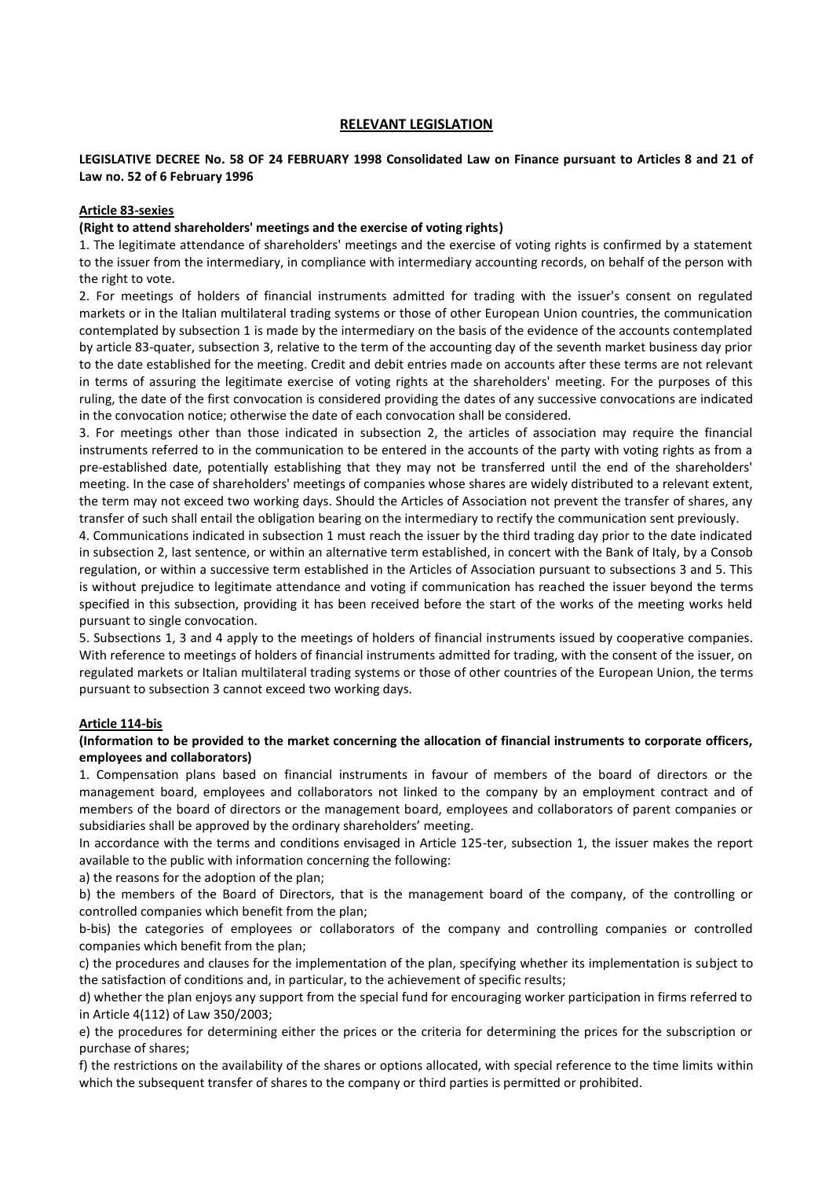# RELEVANT LEGISLATION

## LEGISLATIVE DECREE No. 58 OF 24 FEBRUARY 1998 Consolidated Law on Finance pursuant to Articles 8 and 21 of Law no. 52 of 6 February 1996

### Article 83-sexies

**(Right to attend shareholders' meetings and the exercise of voting rights)**

1. The legitimate attendance of shareholders' meetings and the exercise of voting rights is confirmed by a statement to the issuer from the intermediary, in compliance with intermediary accounting records, on behalf of the person with the right to vote.

2. For meetings of holders of financial instruments admitted for trading with the issuer's consent on regulated markets or in the Italian multilateral trading systems or those of other European Union countries, the communication contemplated by subsection 1 is made by the intermediary on the basis of the evidence of the accounts contemplated by article 83-quater, subsection 3, relative to the term of the accounting day of the seventh market business day prior to the date established for the meeting. Credit and debit entries made on accounts after these terms are not relevant in terms of assuring the legitimate exercise of voting rights at the shareholders' meeting. For the purposes of this ruling, the date of the first convocation is considered providing the dates of any successive convocations are indicated in the convocation notice; otherwise the date of each convocation shall be considered.

3. For meetings other than those indicated in subsection 2, the articles of association may require the financial instruments referred to in the communication to be entered in the accounts of the party with voting rights as from a pre-established date, potentially establishing that they may not be transferred until the end of the shareholders' meeting. In the case of shareholders' meetings of companies whose shares are widely distributed to a relevant extent, the term may not exceed two working days. Should the Articles of Association not prevent the transfer of shares, any transfer of such shall entail the obligation bearing on the intermediary to rectify the communication sent previously.

4. Communications indicated in subsection 1 must reach the issuer by the third trading day prior to the date indicated in subsection 2, last sentence, or within an alternative term established, in concert with the Bank of Italy, by a Consob regulation, or within a successive term established in the Articles of Association pursuant to subsections 3 and 5. This is without prejudice to legitimate attendance and voting if communication has reached the issuer beyond the terms specified in this subsection, providing it has been received before the start of the works of the meeting works held pursuant to single convocation.

5. Subsections 1, 3 and 4 apply to the meetings of holders of financial instruments issued by cooperative companies. With reference to meetings of holders of financial instruments admitted for trading, with the consent of the issuer, on regulated markets or Italian multilateral trading systems or those of other countries of the European Union, the terms pursuant to subsection 3 cannot exceed two working days.

### Article 114-bis

**(Information to be provided to the market concerning the allocation of financial instruments to corporate officers, employees and collaborators)**

1. Compensation plans based on financial instruments in favour of members of the board of directors or the management board, employees and collaborators not linked to the company by an employment contract and of members of the board of directors or the management board, employees and collaborators of parent companies or subsidiaries shall be approved by the ordinary shareholders' meeting.

In accordance with the terms and conditions envisaged in Article 125-ter, subsection 1, the issuer makes the report available to the public with information concerning the following:

a) the reasons for the adoption of the plan;

b) the members of the Board of Directors, that is the management board of the company, of the controlling or controlled companies which benefit from the plan;

b-bis) the categories of employees or collaborators of the company and controlling companies or controlled companies which benefit from the plan;

c) the procedures and clauses for the implementation of the plan, specifying whether its implementation is subject to the satisfaction of conditions and, in particular, to the achievement of specific results;

d) whether the plan enjoys any support from the special fund for encouraging worker participation in firms referred to in Article 4(112) of Law 350/2003;

e) the procedures for determining either the prices or the criteria for determining the prices for the subscription or purchase of shares;

f) the restrictions on the availability of the shares or options allocated, with special reference to the time limits within which the subsequent transfer of shares to the company or third parties is permitted or prohibited.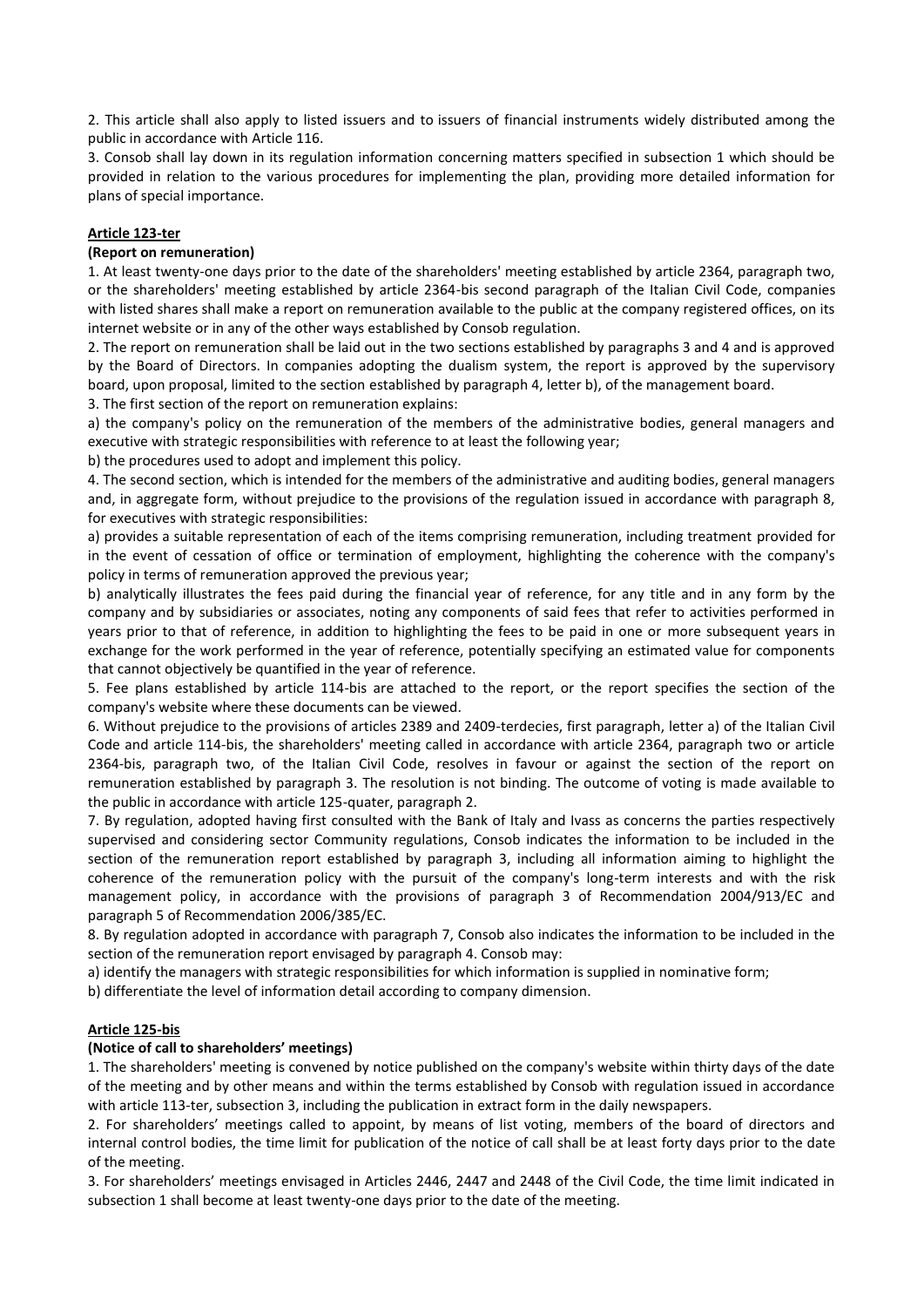2. This article shall also apply to listed issuers and to issuers of financial instruments widely distributed among the public in accordance with Article 116.

3. Consob shall lay down in its regulation information concerning matters specified in subsection 1 which should be provided in relation to the various procedures for implementing the plan, providing more detailed information for plans of special importance.

**Article 123-ter**

**(Report on remuneration)**

1. At least twenty-one days prior to the date of the shareholders' meeting established by article 2364, paragraph two, or the shareholders' meeting established by article 2364-bis second paragraph of the Italian Civil Code, companies with listed shares shall make a report on remuneration available to the public at the company registered offices, on its internet website or in any of the other ways established by Consob regulation.

2. The report on remuneration shall be laid out in the two sections established by paragraphs 3 and 4 and is approved by the Board of Directors. In companies adopting the dualism system, the report is approved by the supervisory board, upon proposal, limited to the section established by paragraph 4, letter b), of the management board.

3. The first section of the report on remuneration explains:

a) the company's policy on the remuneration of the members of the administrative bodies, general managers and executive with strategic responsibilities with reference to at least the following year;

b) the procedures used to adopt and implement this policy.

4. The second section, which is intended for the members of the administrative and auditing bodies, general managers and, in aggregate form, without prejudice to the provisions of the regulation issued in accordance with paragraph 8, for executives with strategic responsibilities:

a) provides a suitable representation of each of the items comprising remuneration, including treatment provided for in the event of cessation of office or termination of employment, highlighting the coherence with the company's policy in terms of remuneration approved the previous year;

b) analytically illustrates the fees paid during the financial year of reference, for any title and in any form by the company and by subsidiaries or associates, noting any components of said fees that refer to activities performed in years prior to that of reference, in addition to highlighting the fees to be paid in one or more subsequent years in exchange for the work performed in the year of reference, potentially specifying an estimated value for components that cannot objectively be quantified in the year of reference.

5. Fee plans established by article 114-bis are attached to the report, or the report specifies the section of the company's website where these documents can be viewed.

6. Without prejudice to the provisions of articles 2389 and 2409-terdecies, first paragraph, letter a) of the Italian Civil Code and article 114-bis, the shareholders' meeting called in accordance with article 2364, paragraph two or article 2364-bis, paragraph two, of the Italian Civil Code, resolves in favour or against the section of the report on remuneration established by paragraph 3. The resolution is not binding. The outcome of voting is made available to the public in accordance with article 125-quater, paragraph 2.

7. By regulation, adopted having first consulted with the Bank of Italy and Ivass as concerns the parties respectively supervised and considering sector Community regulations, Consob indicates the information to be included in the section of the remuneration report established by paragraph 3, including all information aiming to highlight the coherence of the remuneration policy with the pursuit of the company's long-term interests and with the risk management policy, in accordance with the provisions of paragraph 3 of Recommendation 2004/913/EC and paragraph 5 of Recommendation 2006/385/EC.

8. By regulation adopted in accordance with paragraph 7, Consob also indicates the information to be included in the section of the remuneration report envisaged by paragraph 4. Consob may:

a) identify the managers with strategic responsibilities for which information is supplied in nominative form;

b) differentiate the level of information detail according to company dimension.

**Article 125-bis**

**(Notice of call to shareholders' meetings)**

1. The shareholders' meeting is convened by notice published on the company's website within thirty days of the date of the meeting and by other means and within the terms established by Consob with regulation issued in accordance with article 113-ter, subsection 3, including the publication in extract form in the daily newspapers.

2. For shareholders' meetings called to appoint, by means of list voting, members of the board of directors and internal control bodies, the time limit for publication of the notice of call shall be at least forty days prior to the date of the meeting.

3. For shareholders' meetings envisaged in Articles 2446, 2447 and 2448 of the Civil Code, the time limit indicated in subsection 1 shall become at least twenty-one days prior to the date of the meeting.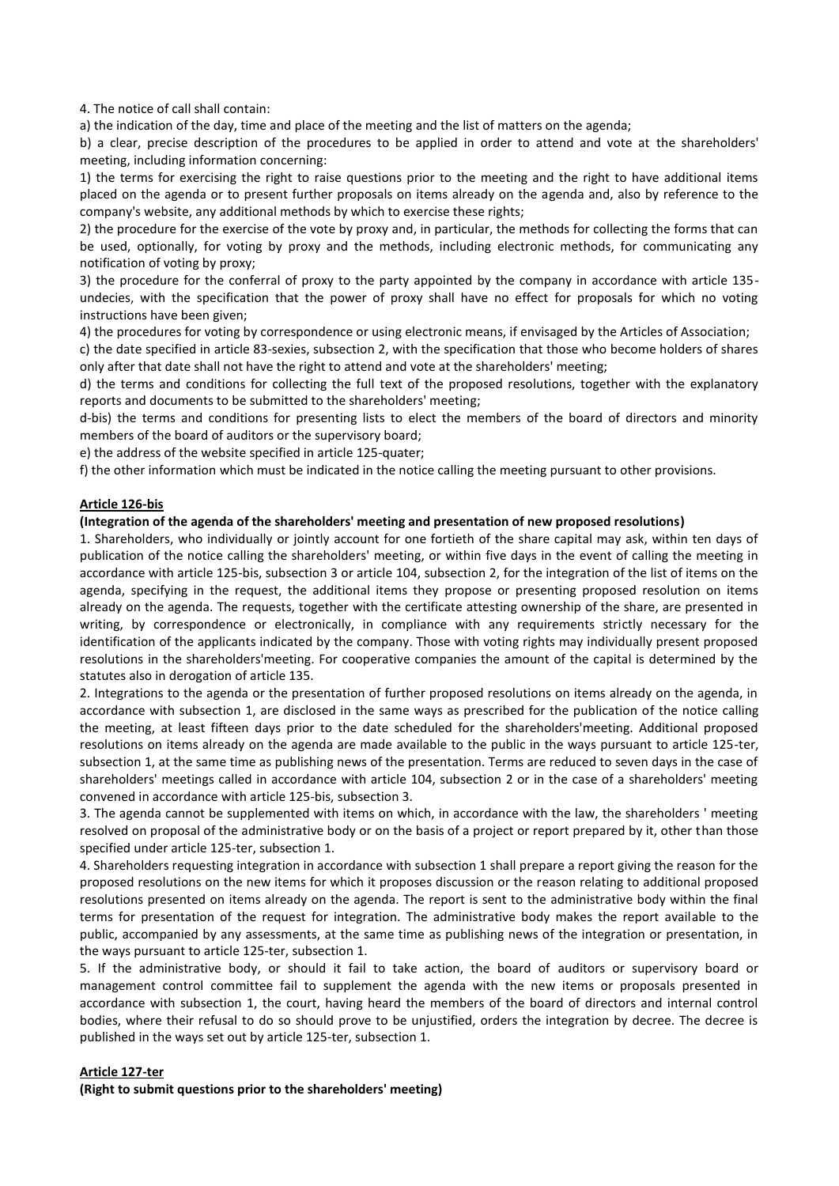4. The notice of call shall contain:

a) the indication of the day, time and place of the meeting and the list of matters on the agenda;

b) a clear, precise description of the procedures to be applied in order to attend and vote at the shareholders' meeting, including information concerning:

1) the terms for exercising the right to raise questions prior to the meeting and the right to have additional items placed on the agenda or to present further proposals on items already on the agenda and, also by reference to the company's website, any additional methods by which to exercise these rights;

2) the procedure for the exercise of the vote by proxy and, in particular, the methods for collecting the forms that can be used, optionally, for voting by proxy and the methods, including electronic methods, for communicating any notification of voting by proxy;

3) the procedure for the conferral of proxy to the party appointed by the company in accordance with article 135-undecies, with the specification that the power of proxy shall have no effect for proposals for which no voting instructions have been given;

4) the procedures for voting by correspondence or using electronic means, if envisaged by the Articles of Association;

c) the date specified in article 83-sexies, subsection 2, with the specification that those who become holders of shares only after that date shall not have the right to attend and vote at the shareholders' meeting;

d) the terms and conditions for collecting the full text of the proposed resolutions, together with the explanatory reports and documents to be submitted to the shareholders' meeting;

d-bis) the terms and conditions for presenting lists to elect the members of the board of directors and minority members of the board of auditors or the supervisory board;

e) the address of the website specified in article 125-quater;

f) the other information which must be indicated in the notice calling the meeting pursuant to other provisions.

**Article 126-bis**

**(Integration of the agenda of the shareholders' meeting and presentation of new proposed resolutions)**

1. Shareholders, who individually or jointly account for one fortieth of the share capital may ask, within ten days of publication of the notice calling the shareholders' meeting, or within five days in the event of calling the meeting in accordance with article 125-bis, subsection 3 or article 104, subsection 2, for the integration of the list of items on the agenda, specifying in the request, the additional items they propose or presenting proposed resolution on items already on the agenda. The requests, together with the certificate attesting ownership of the share, are presented in writing, by correspondence or electronically, in compliance with any requirements strictly necessary for the identification of the applicants indicated by the company. Those with voting rights may individually present proposed resolutions in the shareholders'meeting. For cooperative companies the amount of the capital is determined by the statutes also in derogation of article 135.

2. Integrations to the agenda or the presentation of further proposed resolutions on items already on the agenda, in accordance with subsection 1, are disclosed in the same ways as prescribed for the publication of the notice calling the meeting, at least fifteen days prior to the date scheduled for the shareholders'meeting. Additional proposed resolutions on items already on the agenda are made available to the public in the ways pursuant to article 125-ter, subsection 1, at the same time as publishing news of the presentation. Terms are reduced to seven days in the case of shareholders' meetings called in accordance with article 104, subsection 2 or in the case of a shareholders' meeting convened in accordance with article 125-bis, subsection 3.

3. The agenda cannot be supplemented with items on which, in accordance with the law, the shareholders ' meeting resolved on proposal of the administrative body or on the basis of a project or report prepared by it, other than those specified under article 125-ter, subsection 1.

4. Shareholders requesting integration in accordance with subsection 1 shall prepare a report giving the reason for the proposed resolutions on the new items for which it proposes discussion or the reason relating to additional proposed resolutions presented on items already on the agenda. The report is sent to the administrative body within the final terms for presentation of the request for integration. The administrative body makes the report available to the public, accompanied by any assessments, at the same time as publishing news of the integration or presentation, in the ways pursuant to article 125-ter, subsection 1.

5. If the administrative body, or should it fail to take action, the board of auditors or supervisory board or management control committee fail to supplement the agenda with the new items or proposals presented in accordance with subsection 1, the court, having heard the members of the board of directors and internal control bodies, where their refusal to do so should prove to be unjustified, orders the integration by decree. The decree is published in the ways set out by article 125-ter, subsection 1.

**Article 127-ter**

**(Right to submit questions prior to the shareholders' meeting)**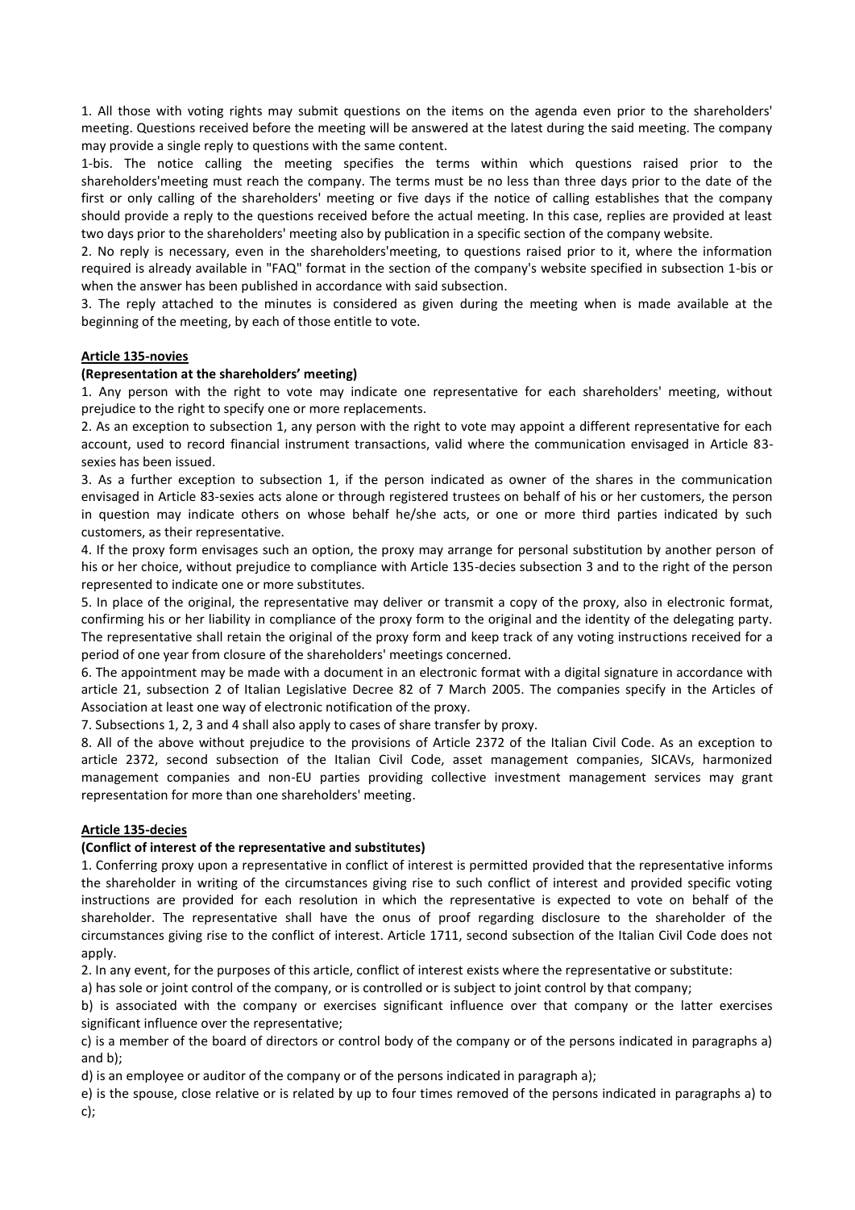1. All those with voting rights may submit questions on the items on the agenda even prior to the shareholders' meeting. Questions received before the meeting will be answered at the latest during the said meeting. The company may provide a single reply to questions with the same content.

1-bis. The notice calling the meeting specifies the terms within which questions raised prior to the shareholders'meeting must reach the company. The terms must be no less than three days prior to the date of the first or only calling of the shareholders' meeting or five days if the notice of calling establishes that the company should provide a reply to the questions received before the actual meeting. In this case, replies are provided at least two days prior to the shareholders' meeting also by publication in a specific section of the company website.

2. No reply is necessary, even in the shareholders'meeting, to questions raised prior to it, where the information required is already available in "FAQ" format in the section of the company's website specified in subsection 1-bis or when the answer has been published in accordance with said subsection.

3. The reply attached to the minutes is considered as given during the meeting when is made available at the beginning of the meeting, by each of those entitle to vote.

**Article 135-novies**

**(Representation at the shareholders' meeting)**

1. Any person with the right to vote may indicate one representative for each shareholders' meeting, without prejudice to the right to specify one or more replacements.

2. As an exception to subsection 1, any person with the right to vote may appoint a different representative for each account, used to record financial instrument transactions, valid where the communication envisaged in Article 83-sexies has been issued.

3. As a further exception to subsection 1, if the person indicated as owner of the shares in the communication envisaged in Article 83-sexies acts alone or through registered trustees on behalf of his or her customers, the person in question may indicate others on whose behalf he/she acts, or one or more third parties indicated by such customers, as their representative.

4. If the proxy form envisages such an option, the proxy may arrange for personal substitution by another person of his or her choice, without prejudice to compliance with Article 135-decies subsection 3 and to the right of the person represented to indicate one or more substitutes.

5. In place of the original, the representative may deliver or transmit a copy of the proxy, also in electronic format, confirming his or her liability in compliance of the proxy form to the original and the identity of the delegating party. The representative shall retain the original of the proxy form and keep track of any voting instructions received for a period of one year from closure of the shareholders' meetings concerned.

6. The appointment may be made with a document in an electronic format with a digital signature in accordance with article 21, subsection 2 of Italian Legislative Decree 82 of 7 March 2005. The companies specify in the Articles of Association at least one way of electronic notification of the proxy.

7. Subsections 1, 2, 3 and 4 shall also apply to cases of share transfer by proxy.

8. All of the above without prejudice to the provisions of Article 2372 of the Italian Civil Code. As an exception to article 2372, second subsection of the Italian Civil Code, asset management companies, SICAVs, harmonized management companies and non-EU parties providing collective investment management services may grant representation for more than one shareholders' meeting.

**Article 135-decies**

**(Conflict of interest of the representative and substitutes)**

1. Conferring proxy upon a representative in conflict of interest is permitted provided that the representative informs the shareholder in writing of the circumstances giving rise to such conflict of interest and provided specific voting instructions are provided for each resolution in which the representative is expected to vote on behalf of the shareholder. The representative shall have the onus of proof regarding disclosure to the shareholder of the circumstances giving rise to the conflict of interest. Article 1711, second subsection of the Italian Civil Code does not apply.

2. In any event, for the purposes of this article, conflict of interest exists where the representative or substitute:

a) has sole or joint control of the company, or is controlled or is subject to joint control by that company;

b) is associated with the company or exercises significant influence over that company or the latter exercises significant influence over the representative;

c) is a member of the board of directors or control body of the company or of the persons indicated in paragraphs a) and b);

d) is an employee or auditor of the company or of the persons indicated in paragraph a);

e) is the spouse, close relative or is related by up to four times removed of the persons indicated in paragraphs a) to c);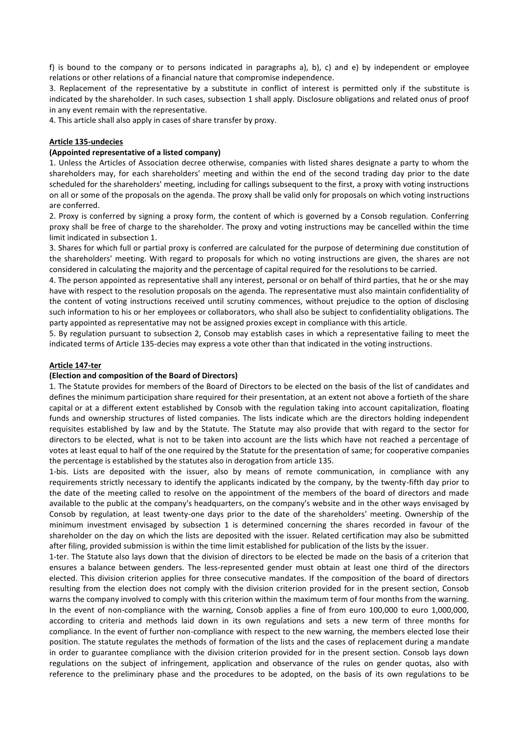f) is bound to the company or to persons indicated in paragraphs a), b), c) and e) by independent or employee relations or other relations of a financial nature that compromise independence.

3. Replacement of the representative by a substitute in conflict of interest is permitted only if the substitute is indicated by the shareholder. In such cases, subsection 1 shall apply. Disclosure obligations and related onus of proof in any event remain with the representative.

4. This article shall also apply in cases of share transfer by proxy.

**Article 135-undecies**

**(Appointed representative of a listed company)**

1. Unless the Articles of Association decree otherwise, companies with listed shares designate a party to whom the shareholders may, for each shareholders' meeting and within the end of the second trading day prior to the date scheduled for the shareholders' meeting, including for callings subsequent to the first, a proxy with voting instructions on all or some of the proposals on the agenda. The proxy shall be valid only for proposals on which voting instructions are conferred.

2. Proxy is conferred by signing a proxy form, the content of which is governed by a Consob regulation. Conferring proxy shall be free of charge to the shareholder. The proxy and voting instructions may be cancelled within the time limit indicated in subsection 1.

3. Shares for which full or partial proxy is conferred are calculated for the purpose of determining due constitution of the shareholders' meeting. With regard to proposals for which no voting instructions are given, the shares are not considered in calculating the majority and the percentage of capital required for the resolutions to be carried.

4. The person appointed as representative shall any interest, personal or on behalf of third parties, that he or she may have with respect to the resolution proposals on the agenda. The representative must also maintain confidentiality of the content of voting instructions received until scrutiny commences, without prejudice to the option of disclosing such information to his or her employees or collaborators, who shall also be subject to confidentiality obligations. The party appointed as representative may not be assigned proxies except in compliance with this article.

5. By regulation pursuant to subsection 2, Consob may establish cases in which a representative failing to meet the indicated terms of Article 135-decies may express a vote other than that indicated in the voting instructions.

**Article 147-ter**

**(Election and composition of the Board of Directors)**

1. The Statute provides for members of the Board of Directors to be elected on the basis of the list of candidates and defines the minimum participation share required for their presentation, at an extent not above a fortieth of the share capital or at a different extent established by Consob with the regulation taking into account capitalization, floating funds and ownership structures of listed companies. The lists indicate which are the directors holding independent requisites established by law and by the Statute. The Statute may also provide that with regard to the sector for directors to be elected, what is not to be taken into account are the lists which have not reached a percentage of votes at least equal to half of the one required by the Statute for the presentation of same; for cooperative companies the percentage is established by the statutes also in derogation from article 135.

1-bis. Lists are deposited with the issuer, also by means of remote communication, in compliance with any requirements strictly necessary to identify the applicants indicated by the company, by the twenty-fifth day prior to the date of the meeting called to resolve on the appointment of the members of the board of directors and made available to the public at the company's headquarters, on the company's website and in the other ways envisaged by Consob by regulation, at least twenty-one days prior to the date of the shareholders' meeting. Ownership of the minimum investment envisaged by subsection 1 is determined concerning the shares recorded in favour of the shareholder on the day on which the lists are deposited with the issuer. Related certification may also be submitted after filing, provided submission is within the time limit established for publication of the lists by the issuer.

1-ter. The Statute also lays down that the division of directors to be elected be made on the basis of a criterion that ensures a balance between genders. The less-represented gender must obtain at least one third of the directors elected. This division criterion applies for three consecutive mandates. If the composition of the board of directors resulting from the election does not comply with the division criterion provided for in the present section, Consob warns the company involved to comply with this criterion within the maximum term of four months from the warning. In the event of non-compliance with the warning, Consob applies a fine of from euro 100,000 to euro 1,000,000, according to criteria and methods laid down in its own regulations and sets a new term of three months for compliance. In the event of further non-compliance with respect to the new warning, the members elected lose their position. The statute regulates the methods of formation of the lists and the cases of replacement during a mandate in order to guarantee compliance with the division criterion provided for in the present section. Consob lays down regulations on the subject of infringement, application and observance of the rules on gender quotas, also with reference to the preliminary phase and the procedures to be adopted, on the basis of its own regulations to be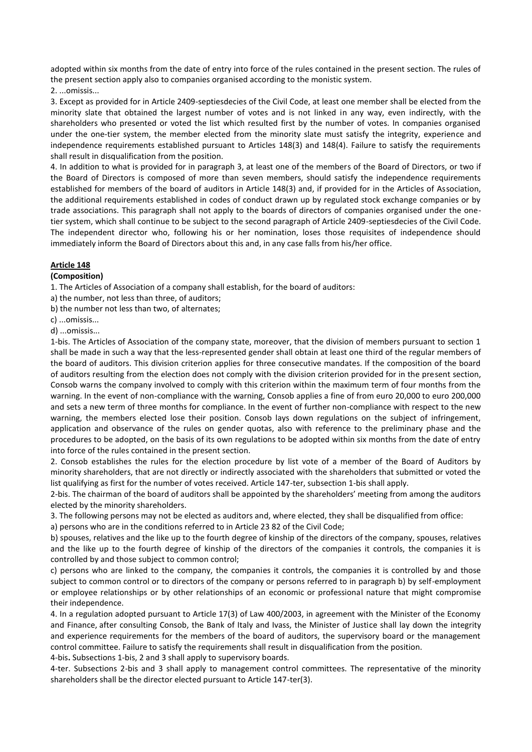adopted within six months from the date of entry into force of the rules contained in the present section. The rules of the present section apply also to companies organised according to the monistic system.

2. ...omissis...

3. Except as provided for in Article 2409-septiesdecies of the Civil Code, at least one member shall be elected from the minority slate that obtained the largest number of votes and is not linked in any way, even indirectly, with the shareholders who presented or voted the list which resulted first by the number of votes. In companies organised under the one-tier system, the member elected from the minority slate must satisfy the integrity, experience and independence requirements established pursuant to Articles 148(3) and 148(4). Failure to satisfy the requirements shall result in disqualification from the position.

4. In addition to what is provided for in paragraph 3, at least one of the members of the Board of Directors, or two if the Board of Directors is composed of more than seven members, should satisfy the independence requirements established for members of the board of auditors in Article 148(3) and, if provided for in the Articles of Association, the additional requirements established in codes of conduct drawn up by regulated stock exchange companies or by trade associations. This paragraph shall not apply to the boards of directors of companies organised under the one-tier system, which shall continue to be subject to the second paragraph of Article 2409-septiesdecies of the Civil Code. The independent director who, following his or her nomination, loses those requisites of independence should immediately inform the Board of Directors about this and, in any case falls from his/her office.

## Article 148

**(Composition)**

1. The Articles of Association of a company shall establish, for the board of auditors:

a) the number, not less than three, of auditors;

b) the number not less than two, of alternates;

c) ...omissis...

d) ...omissis...

1-bis. The Articles of Association of the company state, moreover, that the division of members pursuant to section 1 shall be made in such a way that the less-represented gender shall obtain at least one third of the regular members of the board of auditors. This division criterion applies for three consecutive mandates. If the composition of the board of auditors resulting from the election does not comply with the division criterion provided for in the present section, Consob warns the company involved to comply with this criterion within the maximum term of four months from the warning. In the event of non-compliance with the warning, Consob applies a fine of from euro 20,000 to euro 200,000 and sets a new term of three months for compliance. In the event of further non-compliance with respect to the new warning, the members elected lose their position. Consob lays down regulations on the subject of infringement, application and observance of the rules on gender quotas, also with reference to the preliminary phase and the procedures to be adopted, on the basis of its own regulations to be adopted within six months from the date of entry into force of the rules contained in the present section.

2. Consob establishes the rules for the election procedure by list vote of a member of the Board of Auditors by minority shareholders, that are not directly or indirectly associated with the shareholders that submitted or voted the list qualifying as first for the number of votes received. Article 147-ter, subsection 1-bis shall apply.

2-bis. The chairman of the board of auditors shall be appointed by the shareholders' meeting from among the auditors elected by the minority shareholders.

3. The following persons may not be elected as auditors and, where elected, they shall be disqualified from office:

a) persons who are in the conditions referred to in Article 23 82 of the Civil Code;

b) spouses, relatives and the like up to the fourth degree of kinship of the directors of the company, spouses, relatives and the like up to the fourth degree of kinship of the directors of the companies it controls, the companies it is controlled by and those subject to common control;

c) persons who are linked to the company, the companies it controls, the companies it is controlled by and those subject to common control or to directors of the company or persons referred to in paragraph b) by self-employment or employee relationships or by other relationships of an economic or professional nature that might compromise their independence.

4. In a regulation adopted pursuant to Article 17(3) of Law 400/2003, in agreement with the Minister of the Economy and Finance, after consulting Consob, the Bank of Italy and Ivass, the Minister of Justice shall lay down the integrity and experience requirements for the members of the board of auditors, the supervisory board or the management control committee. Failure to satisfy the requirements shall result in disqualification from the position.

4-bis**.** Subsections 1-bis, 2 and 3 shall apply to supervisory boards.

4-ter. Subsections 2-bis and 3 shall apply to management control committees. The representative of the minority shareholders shall be the director elected pursuant to Article 147-ter(3).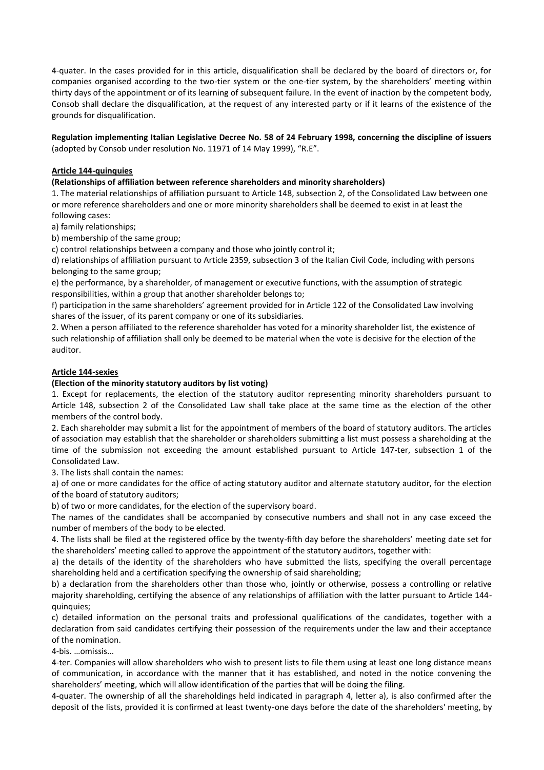4-quater. In the cases provided for in this article, disqualification shall be declared by the board of directors or, for companies organised according to the two-tier system or the one-tier system, by the shareholders' meeting within thirty days of the appointment or of its learning of subsequent failure. In the event of inaction by the competent body, Consob shall declare the disqualification, at the request of any interested party or if it learns of the existence of the grounds for disqualification.

**Regulation implementing Italian Legislative Decree No. 58 of 24 February 1998, concerning the discipline of issuers** (adopted by Consob under resolution No. 11971 of 14 May 1999), "R.E".

**Article 144-quinquies**

**(Relationships of affiliation between reference shareholders and minority shareholders)**

1. The material relationships of affiliation pursuant to Article 148, subsection 2, of the Consolidated Law between one or more reference shareholders and one or more minority shareholders shall be deemed to exist in at least the following cases:

a) family relationships;

b) membership of the same group;

c) control relationships between a company and those who jointly control it;

d) relationships of affiliation pursuant to Article 2359, subsection 3 of the Italian Civil Code, including with persons belonging to the same group;

e) the performance, by a shareholder, of management or executive functions, with the assumption of strategic responsibilities, within a group that another shareholder belongs to;

f) participation in the same shareholders' agreement provided for in Article 122 of the Consolidated Law involving shares of the issuer, of its parent company or one of its subsidiaries.

2. When a person affiliated to the reference shareholder has voted for a minority shareholder list, the existence of such relationship of affiliation shall only be deemed to be material when the vote is decisive for the election of the auditor.

**Article 144-sexies**

**(Election of the minority statutory auditors by list voting)**

1. Except for replacements, the election of the statutory auditor representing minority shareholders pursuant to Article 148, subsection 2 of the Consolidated Law shall take place at the same time as the election of the other members of the control body.

2. Each shareholder may submit a list for the appointment of members of the board of statutory auditors. The articles of association may establish that the shareholder or shareholders submitting a list must possess a shareholding at the time of the submission not exceeding the amount established pursuant to Article 147-ter, subsection 1 of the Consolidated Law.

3. The lists shall contain the names:

a) of one or more candidates for the office of acting statutory auditor and alternate statutory auditor, for the election of the board of statutory auditors;

b) of two or more candidates, for the election of the supervisory board.

The names of the candidates shall be accompanied by consecutive numbers and shall not in any case exceed the number of members of the body to be elected.

4. The lists shall be filed at the registered office by the twenty-fifth day before the shareholders' meeting date set for the shareholders' meeting called to approve the appointment of the statutory auditors, together with:

a) the details of the identity of the shareholders who have submitted the lists, specifying the overall percentage shareholding held and a certification specifying the ownership of said shareholding;

b) a declaration from the shareholders other than those who, jointly or otherwise, possess a controlling or relative majority shareholding, certifying the absence of any relationships of affiliation with the latter pursuant to Article 144-quinquies;

c) detailed information on the personal traits and professional qualifications of the candidates, together with a declaration from said candidates certifying their possession of the requirements under the law and their acceptance of the nomination.

4-bis. …omissis...

4-ter. Companies will allow shareholders who wish to present lists to file them using at least one long distance means of communication, in accordance with the manner that it has established, and noted in the notice convening the shareholders' meeting, which will allow identification of the parties that will be doing the filing.

4-quater. The ownership of all the shareholdings held indicated in paragraph 4, letter a), is also confirmed after the deposit of the lists, provided it is confirmed at least twenty-one days before the date of the shareholders' meeting, by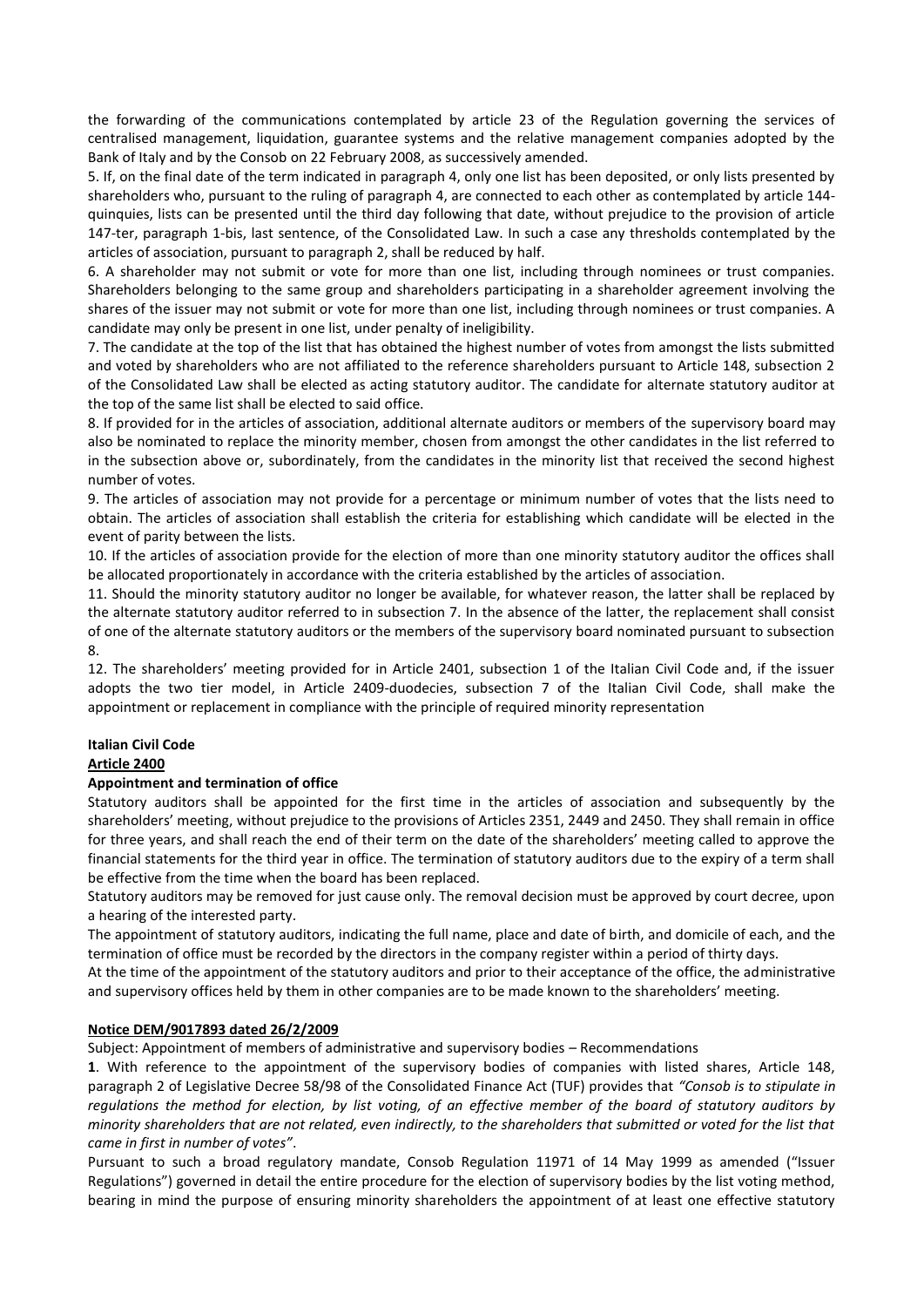the forwarding of the communications contemplated by article 23 of the Regulation governing the services of centralised management, liquidation, guarantee systems and the relative management companies adopted by the Bank of Italy and by the Consob on 22 February 2008, as successively amended.

5. If, on the final date of the term indicated in paragraph 4, only one list has been deposited, or only lists presented by shareholders who, pursuant to the ruling of paragraph 4, are connected to each other as contemplated by article 144-quinquies, lists can be presented until the third day following that date, without prejudice to the provision of article 147-ter, paragraph 1-bis, last sentence, of the Consolidated Law. In such a case any thresholds contemplated by the articles of association, pursuant to paragraph 2, shall be reduced by half.

6. A shareholder may not submit or vote for more than one list, including through nominees or trust companies. Shareholders belonging to the same group and shareholders participating in a shareholder agreement involving the shares of the issuer may not submit or vote for more than one list, including through nominees or trust companies. A candidate may only be present in one list, under penalty of ineligibility.

7. The candidate at the top of the list that has obtained the highest number of votes from amongst the lists submitted and voted by shareholders who are not affiliated to the reference shareholders pursuant to Article 148, subsection 2 of the Consolidated Law shall be elected as acting statutory auditor. The candidate for alternate statutory auditor at the top of the same list shall be elected to said office.

8. If provided for in the articles of association, additional alternate auditors or members of the supervisory board may also be nominated to replace the minority member, chosen from amongst the other candidates in the list referred to in the subsection above or, subordinately, from the candidates in the minority list that received the second highest number of votes.

9. The articles of association may not provide for a percentage or minimum number of votes that the lists need to obtain. The articles of association shall establish the criteria for establishing which candidate will be elected in the event of parity between the lists.

10. If the articles of association provide for the election of more than one minority statutory auditor the offices shall be allocated proportionately in accordance with the criteria established by the articles of association.

11. Should the minority statutory auditor no longer be available, for whatever reason, the latter shall be replaced by the alternate statutory auditor referred to in subsection 7. In the absence of the latter, the replacement shall consist of one of the alternate statutory auditors or the members of the supervisory board nominated pursuant to subsection 8.

12. The shareholders' meeting provided for in Article 2401, subsection 1 of the Italian Civil Code and, if the issuer adopts the two tier model, in Article 2409-duodecies, subsection 7 of the Italian Civil Code, shall make the appointment or replacement in compliance with the principle of required minority representation

**Italian Civil Code**

**Article 2400**

**Appointment and termination of office**

Statutory auditors shall be appointed for the first time in the articles of association and subsequently by the shareholders' meeting, without prejudice to the provisions of Articles 2351, 2449 and 2450. They shall remain in office for three years, and shall reach the end of their term on the date of the shareholders' meeting called to approve the financial statements for the third year in office. The termination of statutory auditors due to the expiry of a term shall be effective from the time when the board has been replaced.

Statutory auditors may be removed for just cause only. The removal decision must be approved by court decree, upon a hearing of the interested party.

The appointment of statutory auditors, indicating the full name, place and date of birth, and domicile of each, and the termination of office must be recorded by the directors in the company register within a period of thirty days.

At the time of the appointment of the statutory auditors and prior to their acceptance of the office, the administrative and supervisory offices held by them in other companies are to be made known to the shareholders' meeting.

**Notice DEM/9017893 dated 26/2/2009**

Subject: Appointment of members of administrative and supervisory bodies – Recommendations

**1**. With reference to the appointment of the supervisory bodies of companies with listed shares, Article 148, paragraph 2 of Legislative Decree 58/98 of the Consolidated Finance Act (TUF) provides that *"Consob is to stipulate in regulations the method for election, by list voting, of an effective member of the board of statutory auditors by minority shareholders that are not related, even indirectly, to the shareholders that submitted or voted for the list that came in first in number of votes"*.

Pursuant to such a broad regulatory mandate, Consob Regulation 11971 of 14 May 1999 as amended ("Issuer Regulations") governed in detail the entire procedure for the election of supervisory bodies by the list voting method, bearing in mind the purpose of ensuring minority shareholders the appointment of at least one effective statutory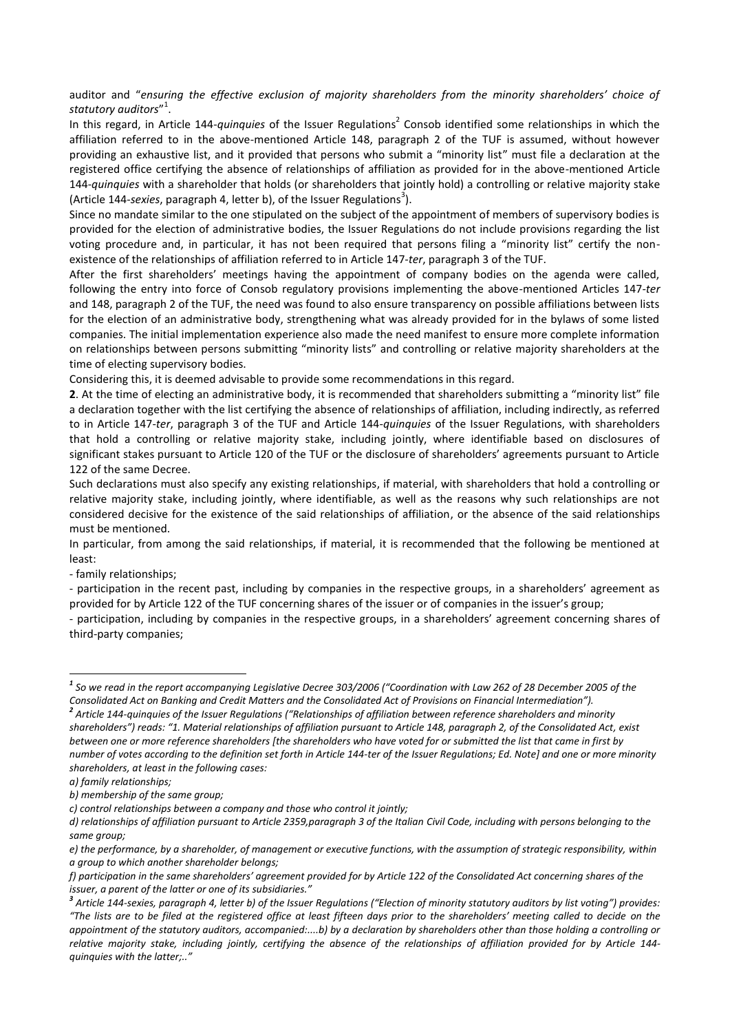auditor and "*ensuring the effective exclusion of majority shareholders from the minority shareholders' choice of statutory auditors*"[1].

In this regard, in Article 144-*quinquies* of the Issuer Regulations[2] Consob identified some relationships in which the affiliation referred to in the above-mentioned Article 148, paragraph 2 of the TUF is assumed, without however providing an exhaustive list, and it provided that persons who submit a "minority list" must file a declaration at the registered office certifying the absence of relationships of affiliation as provided for in the above-mentioned Article 144-*quinquies* with a shareholder that holds (or shareholders that jointly hold) a controlling or relative majority stake (Article 144-*sexies*, paragraph 4, letter b), of the Issuer Regulations[3]).

Since no mandate similar to the one stipulated on the subject of the appointment of members of supervisory bodies is provided for the election of administrative bodies, the Issuer Regulations do not include provisions regarding the list voting procedure and, in particular, it has not been required that persons filing a "minority list" certify the non-existence of the relationships of affiliation referred to in Article 147-*ter*, paragraph 3 of the TUF.

After the first shareholders' meetings having the appointment of company bodies on the agenda were called, following the entry into force of Consob regulatory provisions implementing the above-mentioned Articles 147-*ter* and 148, paragraph 2 of the TUF, the need was found to also ensure transparency on possible affiliations between lists for the election of an administrative body, strengthening what was already provided for in the bylaws of some listed companies. The initial implementation experience also made the need manifest to ensure more complete information on relationships between persons submitting "minority lists" and controlling or relative majority shareholders at the time of electing supervisory bodies.

Considering this, it is deemed advisable to provide some recommendations in this regard.

**2**. At the time of electing an administrative body, it is recommended that shareholders submitting a "minority list" file a declaration together with the list certifying the absence of relationships of affiliation, including indirectly, as referred to in Article 147-*ter*, paragraph 3 of the TUF and Article 144-*quinquies* of the Issuer Regulations, with shareholders that hold a controlling or relative majority stake, including jointly, where identifiable based on disclosures of significant stakes pursuant to Article 120 of the TUF or the disclosure of shareholders' agreements pursuant to Article 122 of the same Decree.

Such declarations must also specify any existing relationships, if material, with shareholders that hold a controlling or relative majority stake, including jointly, where identifiable, as well as the reasons why such relationships are not considered decisive for the existence of the said relationships of affiliation, or the absence of the said relationships must be mentioned.

In particular, from among the said relationships, if material, it is recommended that the following be mentioned at least:

- family relationships;
- participation in the recent past, including by companies in the respective groups, in a shareholders' agreement as provided for by Article 122 of the TUF concerning shares of the issuer or of companies in the issuer's group;
- participation, including by companies in the respective groups, in a shareholders' agreement concerning shares of third-party companies;

---

[1] *So we read in the report accompanying Legislative Decree 303/2006 ("Coordination with Law 262 of 28 December 2005 of the Consolidated Act on Banking and Credit Matters and the Consolidated Act of Provisions on Financial Intermediation").*

[2] *Article 144-quinquies of the Issuer Regulations ("Relationships of affiliation between reference shareholders and minority shareholders") reads: "1. Material relationships of affiliation pursuant to Article 148, paragraph 2, of the Consolidated Act, exist between one or more reference shareholders [the shareholders who have voted for or submitted the list that came in first by number of votes according to the definition set forth in Article 144-ter of the Issuer Regulations; Ed. Note] and one or more minority shareholders, at least in the following cases:*

*a) family relationships;*

*b) membership of the same group;*

*c) control relationships between a company and those who control it jointly;*

*d) relationships of affiliation pursuant to Article 2359,paragraph 3 of the Italian Civil Code, including with persons belonging to the same group;*

*e) the performance, by a shareholder, of management or executive functions, with the assumption of strategic responsibility, within a group to which another shareholder belongs;*

*f) participation in the same shareholders' agreement provided for by Article 122 of the Consolidated Act concerning shares of the issuer, a parent of the latter or one of its subsidiaries."*

[3] *Article 144-sexies, paragraph 4, letter b) of the Issuer Regulations ("Election of minority statutory auditors by list voting") provides: "The lists are to be filed at the registered office at least fifteen days prior to the shareholders' meeting called to decide on the appointment of the statutory auditors, accompanied:....b) by a declaration by shareholders other than those holding a controlling or relative majority stake, including jointly, certifying the absence of the relationships of affiliation provided for by Article 144-quinquies with the latter;.."*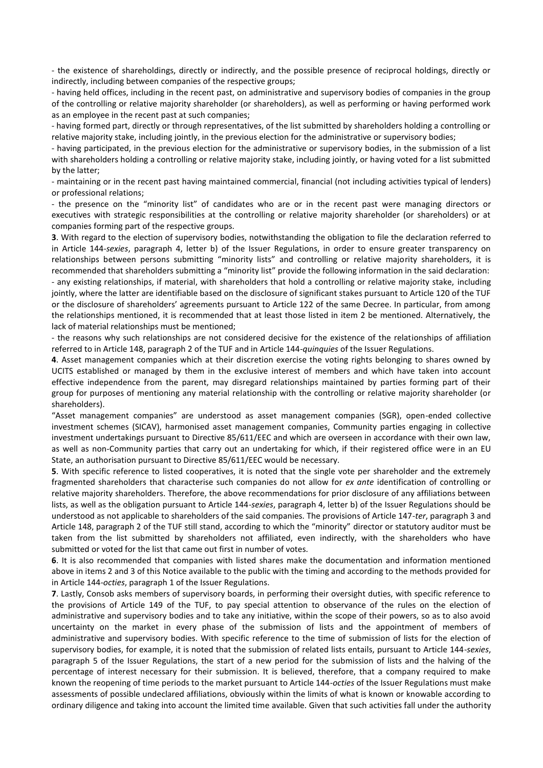- the existence of shareholdings, directly or indirectly, and the possible presence of reciprocal holdings, directly or indirectly, including between companies of the respective groups;

- having held offices, including in the recent past, on administrative and supervisory bodies of companies in the group of the controlling or relative majority shareholder (or shareholders), as well as performing or having performed work as an employee in the recent past at such companies;

- having formed part, directly or through representatives, of the list submitted by shareholders holding a controlling or relative majority stake, including jointly, in the previous election for the administrative or supervisory bodies;

- having participated, in the previous election for the administrative or supervisory bodies, in the submission of a list with shareholders holding a controlling or relative majority stake, including jointly, or having voted for a list submitted by the latter;

- maintaining or in the recent past having maintained commercial, financial (not including activities typical of lenders) or professional relations;

- the presence on the "minority list" of candidates who are or in the recent past were managing directors or executives with strategic responsibilities at the controlling or relative majority shareholder (or shareholders) or at companies forming part of the respective groups.

**3**. With regard to the election of supervisory bodies, notwithstanding the obligation to file the declaration referred to in Article 144-*sexies*, paragraph 4, letter b) of the Issuer Regulations, in order to ensure greater transparency on relationships between persons submitting "minority lists" and controlling or relative majority shareholders, it is recommended that shareholders submitting a "minority list" provide the following information in the said declaration:

- any existing relationships, if material, with shareholders that hold a controlling or relative majority stake, including jointly, where the latter are identifiable based on the disclosure of significant stakes pursuant to Article 120 of the TUF or the disclosure of shareholders' agreements pursuant to Article 122 of the same Decree. In particular, from among the relationships mentioned, it is recommended that at least those listed in item 2 be mentioned. Alternatively, the lack of material relationships must be mentioned;

- the reasons why such relationships are not considered decisive for the existence of the relationships of affiliation referred to in Article 148, paragraph 2 of the TUF and in Article 144-*quinquies* of the Issuer Regulations.

**4**. Asset management companies which at their discretion exercise the voting rights belonging to shares owned by UCITS established or managed by them in the exclusive interest of members and which have taken into account effective independence from the parent, may disregard relationships maintained by parties forming part of their group for purposes of mentioning any material relationship with the controlling or relative majority shareholder (or shareholders).

"Asset management companies" are understood as asset management companies (SGR), open-ended collective investment schemes (SICAV), harmonised asset management companies, Community parties engaging in collective investment undertakings pursuant to Directive 85/611/EEC and which are overseen in accordance with their own law, as well as non-Community parties that carry out an undertaking for which, if their registered office were in an EU State, an authorisation pursuant to Directive 85/611/EEC would be necessary.

**5**. With specific reference to listed cooperatives, it is noted that the single vote per shareholder and the extremely fragmented shareholders that characterise such companies do not allow for *ex ante* identification of controlling or relative majority shareholders. Therefore, the above recommendations for prior disclosure of any affiliations between lists, as well as the obligation pursuant to Article 144-*sexies*, paragraph 4, letter b) of the Issuer Regulations should be understood as not applicable to shareholders of the said companies. The provisions of Article 147-*ter*, paragraph 3 and Article 148, paragraph 2 of the TUF still stand, according to which the "minority" director or statutory auditor must be taken from the list submitted by shareholders not affiliated, even indirectly, with the shareholders who have submitted or voted for the list that came out first in number of votes.

**6**. It is also recommended that companies with listed shares make the documentation and information mentioned above in items 2 and 3 of this Notice available to the public with the timing and according to the methods provided for in Article 144-*octies*, paragraph 1 of the Issuer Regulations.

**7**. Lastly, Consob asks members of supervisory boards, in performing their oversight duties, with specific reference to the provisions of Article 149 of the TUF, to pay special attention to observance of the rules on the election of administrative and supervisory bodies and to take any initiative, within the scope of their powers, so as to also avoid uncertainty on the market in every phase of the submission of lists and the appointment of members of administrative and supervisory bodies. With specific reference to the time of submission of lists for the election of supervisory bodies, for example, it is noted that the submission of related lists entails, pursuant to Article 144-*sexies*, paragraph 5 of the Issuer Regulations, the start of a new period for the submission of lists and the halving of the percentage of interest necessary for their submission. It is believed, therefore, that a company required to make known the reopening of time periods to the market pursuant to Article 144-*octies* of the Issuer Regulations must make assessments of possible undeclared affiliations, obviously within the limits of what is known or knowable according to ordinary diligence and taking into account the limited time available. Given that such activities fall under the authority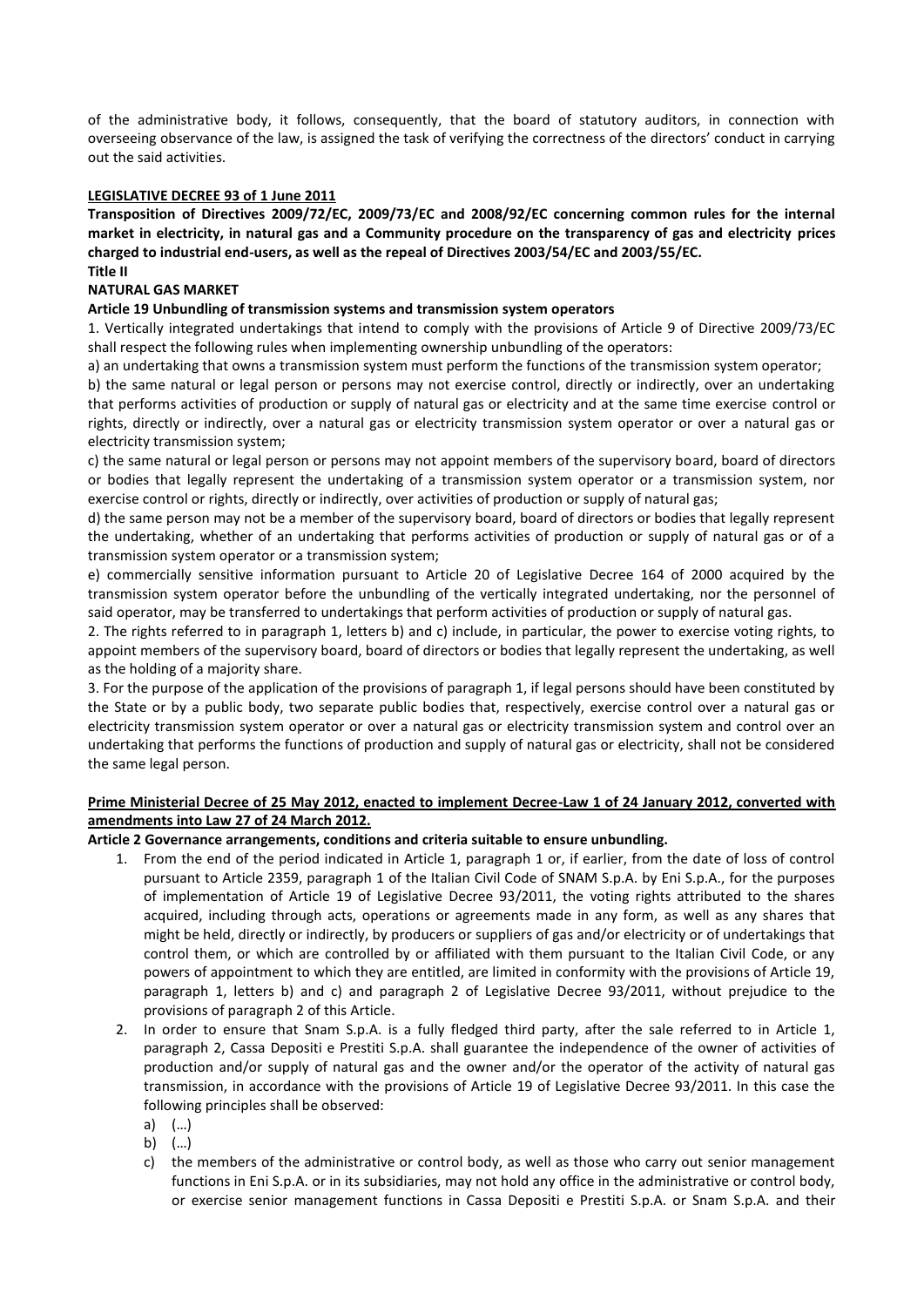of the administrative body, it follows, consequently, that the board of statutory auditors, in connection with overseeing observance of the law, is assigned the task of verifying the correctness of the directors' conduct in carrying out the said activities.

**LEGISLATIVE DECREE 93 of 1 June 2011**

**Transposition of Directives 2009/72/EC, 2009/73/EC and 2008/92/EC concerning common rules for the internal market in electricity, in natural gas and a Community procedure on the transparency of gas and electricity prices charged to industrial end-users, as well as the repeal of Directives 2003/54/EC and 2003/55/EC.**

**Title II**

**NATURAL GAS MARKET**

**Article 19 Unbundling of transmission systems and transmission system operators**

1. Vertically integrated undertakings that intend to comply with the provisions of Article 9 of Directive 2009/73/EC shall respect the following rules when implementing ownership unbundling of the operators:

a) an undertaking that owns a transmission system must perform the functions of the transmission system operator;

b) the same natural or legal person or persons may not exercise control, directly or indirectly, over an undertaking that performs activities of production or supply of natural gas or electricity and at the same time exercise control or rights, directly or indirectly, over a natural gas or electricity transmission system operator or over a natural gas or electricity transmission system;

c) the same natural or legal person or persons may not appoint members of the supervisory board, board of directors or bodies that legally represent the undertaking of a transmission system operator or a transmission system, nor exercise control or rights, directly or indirectly, over activities of production or supply of natural gas;

d) the same person may not be a member of the supervisory board, board of directors or bodies that legally represent the undertaking, whether of an undertaking that performs activities of production or supply of natural gas or of a transmission system operator or a transmission system;

e) commercially sensitive information pursuant to Article 20 of Legislative Decree 164 of 2000 acquired by the transmission system operator before the unbundling of the vertically integrated undertaking, nor the personnel of said operator, may be transferred to undertakings that perform activities of production or supply of natural gas.

2. The rights referred to in paragraph 1, letters b) and c) include, in particular, the power to exercise voting rights, to appoint members of the supervisory board, board of directors or bodies that legally represent the undertaking, as well as the holding of a majority share.

3. For the purpose of the application of the provisions of paragraph 1, if legal persons should have been constituted by the State or by a public body, two separate public bodies that, respectively, exercise control over a natural gas or electricity transmission system operator or over a natural gas or electricity transmission system and control over an undertaking that performs the functions of production and supply of natural gas or electricity, shall not be considered the same legal person.

**Prime Ministerial Decree of 25 May 2012, enacted to implement Decree-Law 1 of 24 January 2012, converted with amendments into Law 27 of 24 March 2012.**

**Article 2 Governance arrangements, conditions and criteria suitable to ensure unbundling.**

1. From the end of the period indicated in Article 1, paragraph 1 or, if earlier, from the date of loss of control pursuant to Article 2359, paragraph 1 of the Italian Civil Code of SNAM S.p.A. by Eni S.p.A., for the purposes of implementation of Article 19 of Legislative Decree 93/2011, the voting rights attributed to the shares acquired, including through acts, operations or agreements made in any form, as well as any shares that might be held, directly or indirectly, by producers or suppliers of gas and/or electricity or of undertakings that control them, or which are controlled by or affiliated with them pursuant to the Italian Civil Code, or any powers of appointment to which they are entitled, are limited in conformity with the provisions of Article 19, paragraph 1, letters b) and c) and paragraph 2 of Legislative Decree 93/2011, without prejudice to the provisions of paragraph 2 of this Article.
2. In order to ensure that Snam S.p.A. is a fully fledged third party, after the sale referred to in Article 1, paragraph 2, Cassa Depositi e Prestiti S.p.A. shall guarantee the independence of the owner of activities of production and/or supply of natural gas and the owner and/or the operator of the activity of natural gas transmission, in accordance with the provisions of Article 19 of Legislative Decree 93/2011. In this case the following principles shall be observed:
   a) (…)
   b) (…)
   c) the members of the administrative or control body, as well as those who carry out senior management functions in Eni S.p.A. or in its subsidiaries, may not hold any office in the administrative or control body, or exercise senior management functions in Cassa Depositi e Prestiti S.p.A. or Snam S.p.A. and their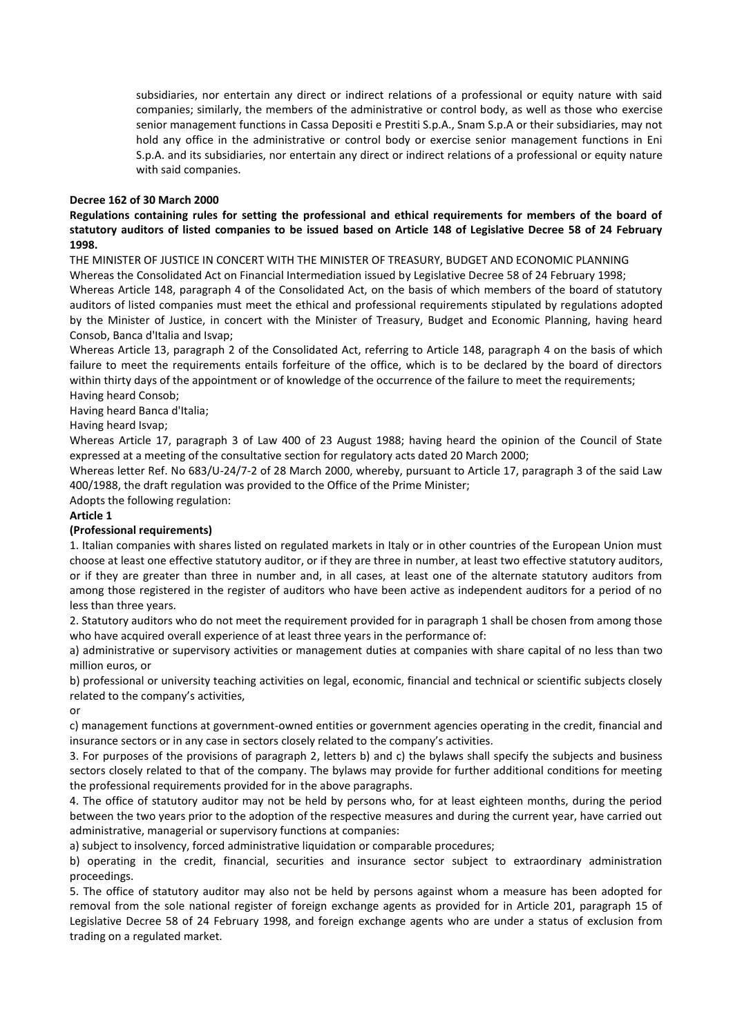subsidiaries, nor entertain any direct or indirect relations of a professional or equity nature with said companies; similarly, the members of the administrative or control body, as well as those who exercise senior management functions in Cassa Depositi e Prestiti S.p.A., Snam S.p.A or their subsidiaries, may not hold any office in the administrative or control body or exercise senior management functions in Eni S.p.A. and its subsidiaries, nor entertain any direct or indirect relations of a professional or equity nature with said companies.

**Decree 162 of 30 March 2000**

**Regulations containing rules for setting the professional and ethical requirements for members of the board of statutory auditors of listed companies to be issued based on Article 148 of Legislative Decree 58 of 24 February 1998.**

THE MINISTER OF JUSTICE IN CONCERT WITH THE MINISTER OF TREASURY, BUDGET AND ECONOMIC PLANNING

Whereas the Consolidated Act on Financial Intermediation issued by Legislative Decree 58 of 24 February 1998;

Whereas Article 148, paragraph 4 of the Consolidated Act, on the basis of which members of the board of statutory auditors of listed companies must meet the ethical and professional requirements stipulated by regulations adopted by the Minister of Justice, in concert with the Minister of Treasury, Budget and Economic Planning, having heard Consob, Banca d'Italia and Isvap;

Whereas Article 13, paragraph 2 of the Consolidated Act, referring to Article 148, paragraph 4 on the basis of which failure to meet the requirements entails forfeiture of the office, which is to be declared by the board of directors within thirty days of the appointment or of knowledge of the occurrence of the failure to meet the requirements;

Having heard Consob;

Having heard Banca d'Italia;

Having heard Isvap;

Whereas Article 17, paragraph 3 of Law 400 of 23 August 1988; having heard the opinion of the Council of State expressed at a meeting of the consultative section for regulatory acts dated 20 March 2000;

Whereas letter Ref. No 683/U-24/7-2 of 28 March 2000, whereby, pursuant to Article 17, paragraph 3 of the said Law 400/1988, the draft regulation was provided to the Office of the Prime Minister;

Adopts the following regulation:

**Article 1**

**(Professional requirements)**

1. Italian companies with shares listed on regulated markets in Italy or in other countries of the European Union must choose at least one effective statutory auditor, or if they are three in number, at least two effective statutory auditors, or if they are greater than three in number and, in all cases, at least one of the alternate statutory auditors from among those registered in the register of auditors who have been active as independent auditors for a period of no less than three years.

2. Statutory auditors who do not meet the requirement provided for in paragraph 1 shall be chosen from among those who have acquired overall experience of at least three years in the performance of:

a) administrative or supervisory activities or management duties at companies with share capital of no less than two million euros, or

b) professional or university teaching activities on legal, economic, financial and technical or scientific subjects closely related to the company's activities,

or

c) management functions at government-owned entities or government agencies operating in the credit, financial and insurance sectors or in any case in sectors closely related to the company's activities.

3. For purposes of the provisions of paragraph 2, letters b) and c) the bylaws shall specify the subjects and business sectors closely related to that of the company. The bylaws may provide for further additional conditions for meeting the professional requirements provided for in the above paragraphs.

4. The office of statutory auditor may not be held by persons who, for at least eighteen months, during the period between the two years prior to the adoption of the respective measures and during the current year, have carried out administrative, managerial or supervisory functions at companies:

a) subject to insolvency, forced administrative liquidation or comparable procedures;

b) operating in the credit, financial, securities and insurance sector subject to extraordinary administration proceedings.

5. The office of statutory auditor may also not be held by persons against whom a measure has been adopted for removal from the sole national register of foreign exchange agents as provided for in Article 201, paragraph 15 of Legislative Decree 58 of 24 February 1998, and foreign exchange agents who are under a status of exclusion from trading on a regulated market.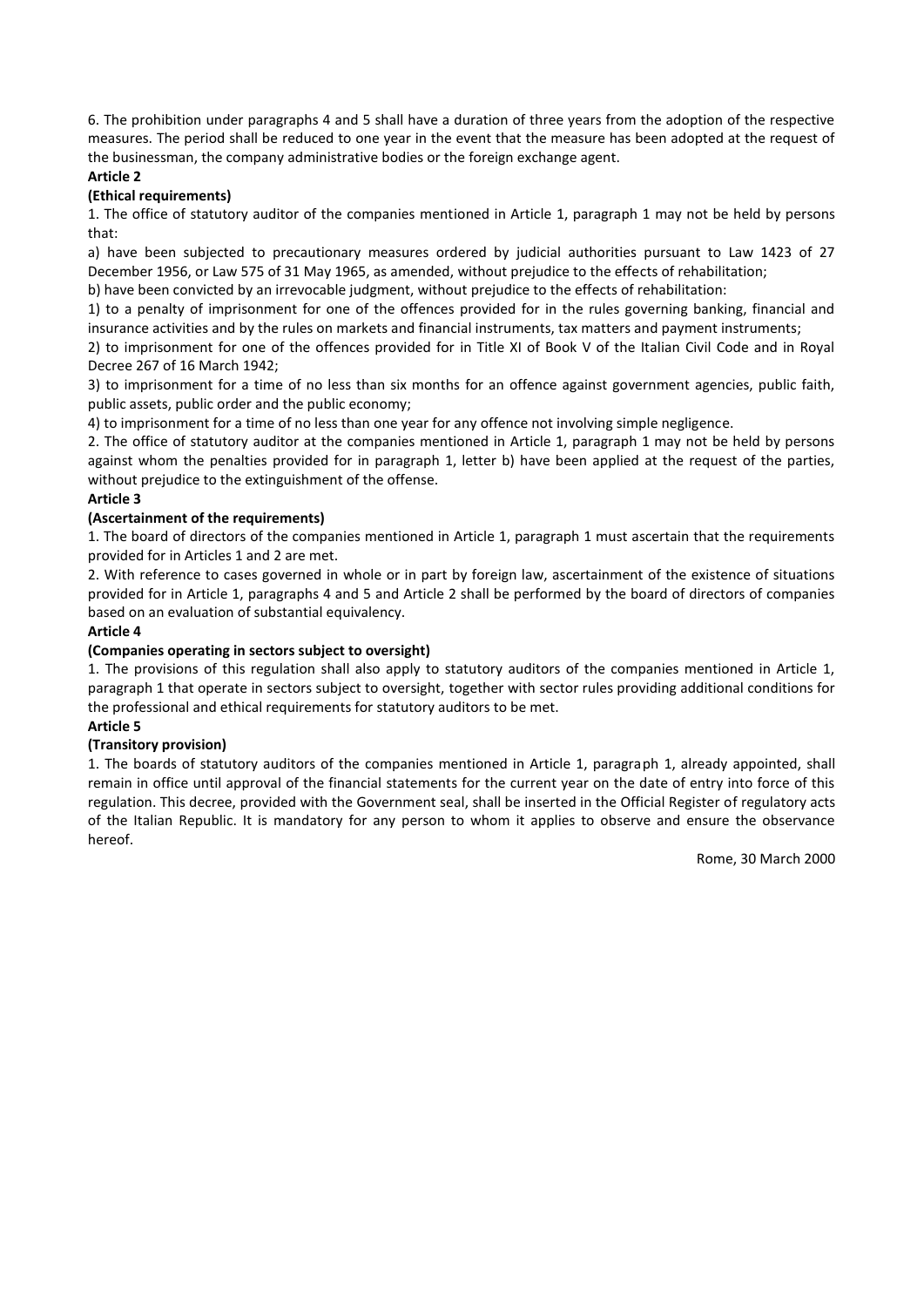6. The prohibition under paragraphs 4 and 5 shall have a duration of three years from the adoption of the respective measures. The period shall be reduced to one year in the event that the measure has been adopted at the request of the businessman, the company administrative bodies or the foreign exchange agent.

**Article 2**

**(Ethical requirements)**

1. The office of statutory auditor of the companies mentioned in Article 1, paragraph 1 may not be held by persons that:

a) have been subjected to precautionary measures ordered by judicial authorities pursuant to Law 1423 of 27 December 1956, or Law 575 of 31 May 1965, as amended, without prejudice to the effects of rehabilitation;

b) have been convicted by an irrevocable judgment, without prejudice to the effects of rehabilitation:

1) to a penalty of imprisonment for one of the offences provided for in the rules governing banking, financial and insurance activities and by the rules on markets and financial instruments, tax matters and payment instruments;

2) to imprisonment for one of the offences provided for in Title XI of Book V of the Italian Civil Code and in Royal Decree 267 of 16 March 1942;

3) to imprisonment for a time of no less than six months for an offence against government agencies, public faith, public assets, public order and the public economy;

4) to imprisonment for a time of no less than one year for any offence not involving simple negligence.

2. The office of statutory auditor at the companies mentioned in Article 1, paragraph 1 may not be held by persons against whom the penalties provided for in paragraph 1, letter b) have been applied at the request of the parties, without prejudice to the extinguishment of the offense.

**Article 3**

**(Ascertainment of the requirements)**

1. The board of directors of the companies mentioned in Article 1, paragraph 1 must ascertain that the requirements provided for in Articles 1 and 2 are met.

2. With reference to cases governed in whole or in part by foreign law, ascertainment of the existence of situations provided for in Article 1, paragraphs 4 and 5 and Article 2 shall be performed by the board of directors of companies based on an evaluation of substantial equivalency.

**Article 4**

**(Companies operating in sectors subject to oversight)**

1. The provisions of this regulation shall also apply to statutory auditors of the companies mentioned in Article 1, paragraph 1 that operate in sectors subject to oversight, together with sector rules providing additional conditions for the professional and ethical requirements for statutory auditors to be met.

**Article 5**

**(Transitory provision)**

1. The boards of statutory auditors of the companies mentioned in Article 1, paragraph 1, already appointed, shall remain in office until approval of the financial statements for the current year on the date of entry into force of this regulation. This decree, provided with the Government seal, shall be inserted in the Official Register of regulatory acts of the Italian Republic. It is mandatory for any person to whom it applies to observe and ensure the observance hereof.

Rome, 30 March 2000